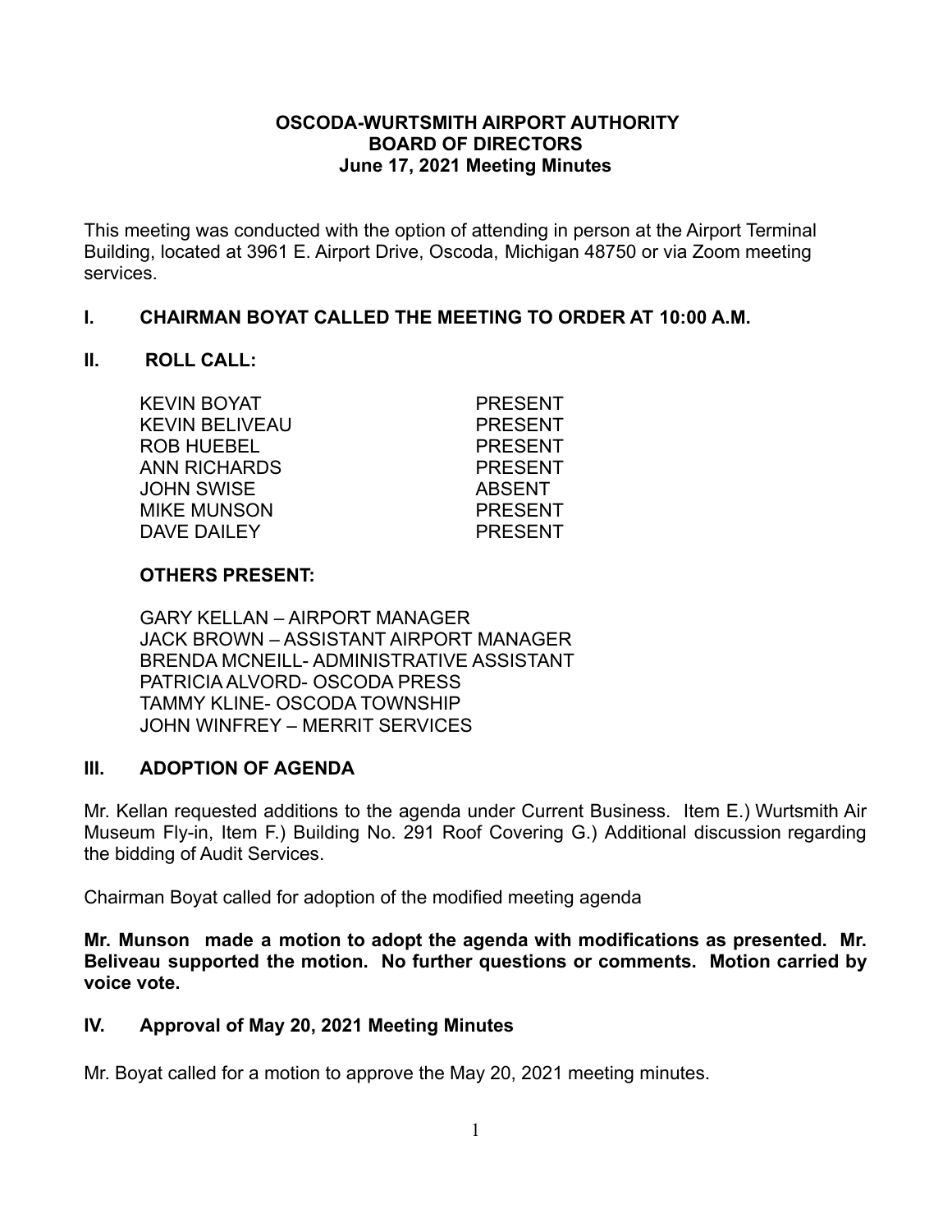# OSCODA-WURTSMITH AIRPORT AUTHORITY
## BOARD OF DIRECTORS
### June 17, 2021 Meeting Minutes

This meeting was conducted with the option of attending in person at the Airport Terminal Building, located at 3961 E. Airport Drive, Oscoda, Michigan 48750 or via Zoom meeting services.

## I. CHAIRMAN BOYAT CALLED THE MEETING TO ORDER AT 10:00 A.M.

## II. ROLL CALL:

| | |
|---|---|
| KEVIN BOYAT | PRESENT |
| KEVIN BELIVEAU | PRESENT |
| ROB HUEBEL | PRESENT |
| ANN RICHARDS | PRESENT |
| JOHN SWISE | ABSENT |
| MIKE MUNSON | PRESENT |
| DAVE DAILEY | PRESENT |

**OTHERS PRESENT:**

GARY KELLAN – AIRPORT MANAGER
JACK BROWN – ASSISTANT AIRPORT MANAGER
BRENDA MCNEILL- ADMINISTRATIVE ASSISTANT
PATRICIA ALVORD- OSCODA PRESS
TAMMY KLINE- OSCODA TOWNSHIP
JOHN WINFREY – MERRIT SERVICES

## III. ADOPTION OF AGENDA

Mr. Kellan requested additions to the agenda under Current Business. Item E.) Wurtsmith Air Museum Fly-in, Item F.) Building No. 291 Roof Covering G.) Additional discussion regarding the bidding of Audit Services.

Chairman Boyat called for adoption of the modified meeting agenda

**Mr. Munson made a motion to adopt the agenda with modifications as presented. Mr. Beliveau supported the motion. No further questions or comments. Motion carried by voice vote.**

## IV. Approval of May 20, 2021 Meeting Minutes

Mr. Boyat called for a motion to approve the May 20, 2021 meeting minutes.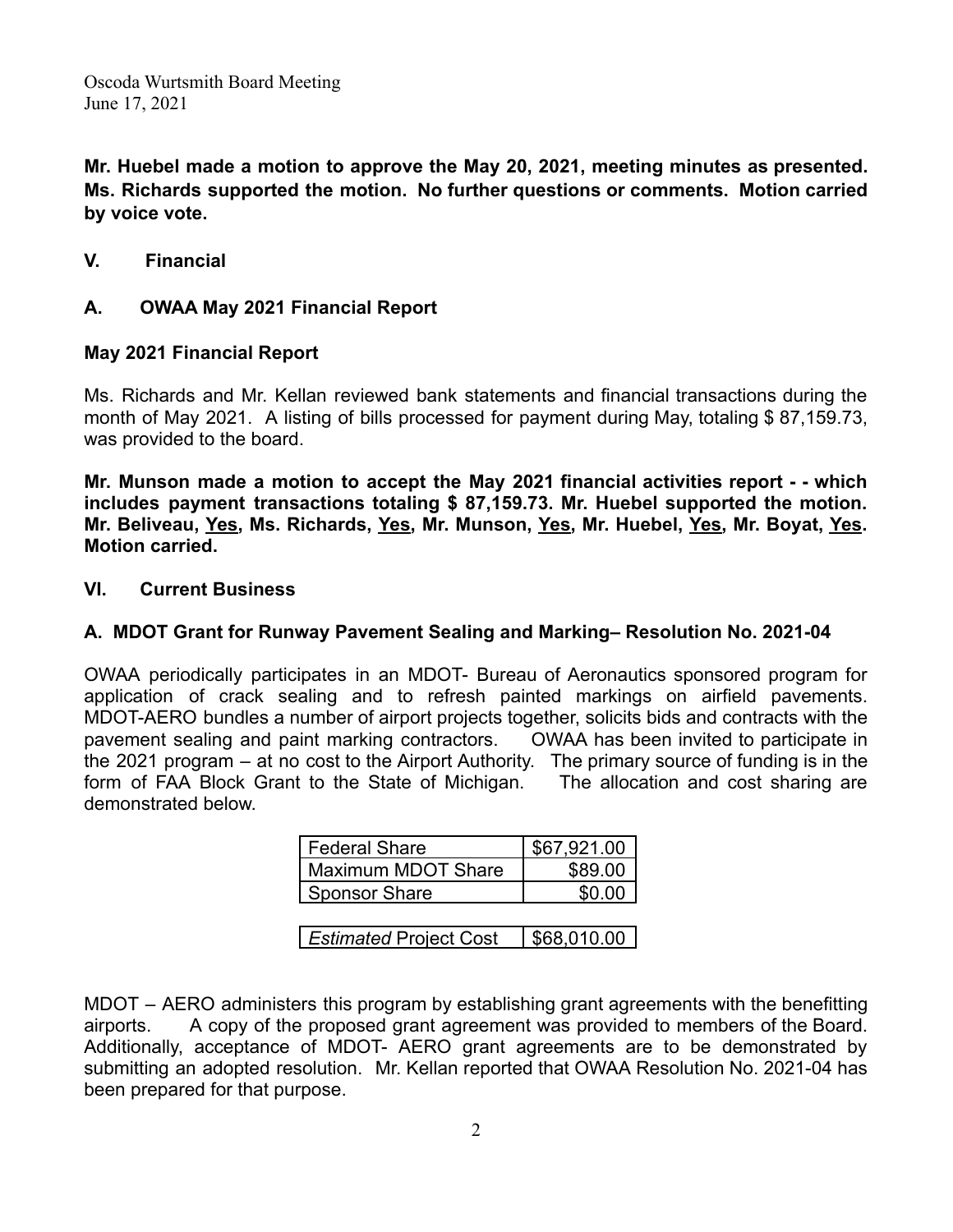**Mr. Huebel made a motion to approve the May 20, 2021, meeting minutes as presented. Ms. Richards supported the motion. No further questions or comments. Motion carried by voice vote.**

## V. Financial

### A. OWAA May 2021 Financial Report

**May 2021 Financial Report**

Ms. Richards and Mr. Kellan reviewed bank statements and financial transactions during the month of May 2021. A listing of bills processed for payment during May, totaling $ 87,159.73, was provided to the board.

**Mr. Munson made a motion to accept the May 2021 financial activities report - - which includes payment transactions totaling $ 87,159.73. Mr. Huebel supported the motion. Mr. Beliveau, <u>Yes</u>, Ms. Richards, <u>Yes</u>, Mr. Munson, <u>Yes</u>, Mr. Huebel, <u>Yes</u>, Mr. Boyat, <u>Yes</u>. Motion carried.**

## VI. Current Business

### A. MDOT Grant for Runway Pavement Sealing and Marking– Resolution No. 2021-04

OWAA periodically participates in an MDOT- Bureau of Aeronautics sponsored program for application of crack sealing and to refresh painted markings on airfield pavements. MDOT-AERO bundles a number of airport projects together, solicits bids and contracts with the pavement sealing and paint marking contractors. OWAA has been invited to participate in the 2021 program – at no cost to the Airport Authority. The primary source of funding is in the form of FAA Block Grant to the State of Michigan. The allocation and cost sharing are demonstrated below.

| | |
|---|---|
| Federal Share | $67,921.00 |
| Maximum MDOT Share | $89.00 |
| Sponsor Share | $0.00 |
| | |
| *Estimated* Project Cost | $68,010.00 |

MDOT – AERO administers this program by establishing grant agreements with the benefitting airports. A copy of the proposed grant agreement was provided to members of the Board. Additionally, acceptance of MDOT- AERO grant agreements are to be demonstrated by submitting an adopted resolution. Mr. Kellan reported that OWAA Resolution No. 2021-04 has been prepared for that purpose.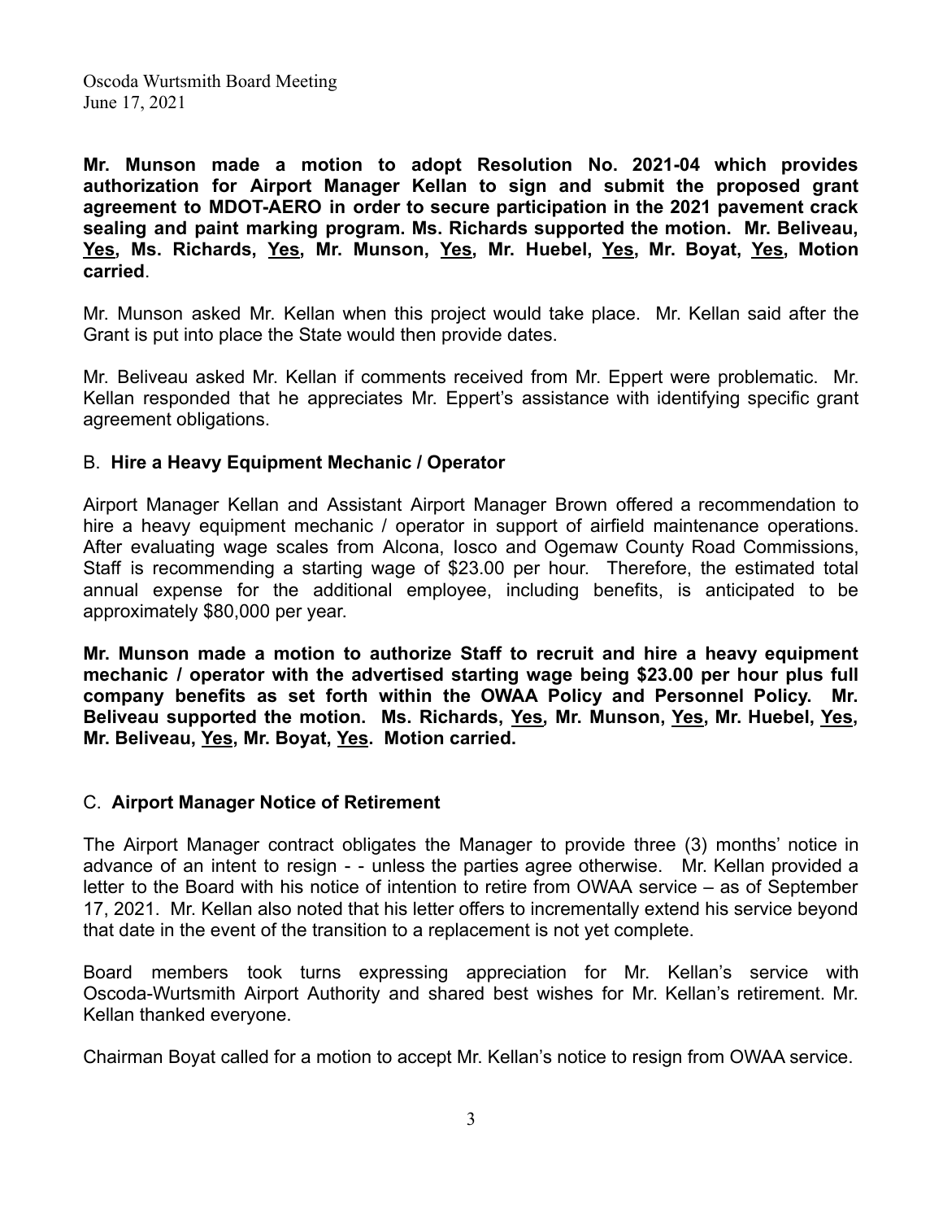**Mr. Munson made a motion to adopt Resolution No. 2021-04 which provides authorization for Airport Manager Kellan to sign and submit the proposed grant agreement to MDOT-AERO in order to secure participation in the 2021 pavement crack sealing and paint marking program. Ms. Richards supported the motion. Mr. Beliveau, Yes, Ms. Richards, Yes, Mr. Munson, Yes, Mr. Huebel, Yes, Mr. Boyat, Yes, Motion carried**.

Mr. Munson asked Mr. Kellan when this project would take place. Mr. Kellan said after the Grant is put into place the State would then provide dates.

Mr. Beliveau asked Mr. Kellan if comments received from Mr. Eppert were problematic. Mr. Kellan responded that he appreciates Mr. Eppert's assistance with identifying specific grant agreement obligations.

B. **Hire a Heavy Equipment Mechanic / Operator**

Airport Manager Kellan and Assistant Airport Manager Brown offered a recommendation to hire a heavy equipment mechanic / operator in support of airfield maintenance operations. After evaluating wage scales from Alcona, Iosco and Ogemaw County Road Commissions, Staff is recommending a starting wage of $23.00 per hour. Therefore, the estimated total annual expense for the additional employee, including benefits, is anticipated to be approximately $80,000 per year.

**Mr. Munson made a motion to authorize Staff to recruit and hire a heavy equipment mechanic / operator with the advertised starting wage being $23.00 per hour plus full company benefits as set forth within the OWAA Policy and Personnel Policy. Mr. Beliveau supported the motion. Ms. Richards, Yes, Mr. Munson, Yes, Mr. Huebel, Yes, Mr. Beliveau, Yes, Mr. Boyat, Yes. Motion carried.**

C. **Airport Manager Notice of Retirement**

The Airport Manager contract obligates the Manager to provide three (3) months' notice in advance of an intent to resign - - unless the parties agree otherwise. Mr. Kellan provided a letter to the Board with his notice of intention to retire from OWAA service – as of September 17, 2021. Mr. Kellan also noted that his letter offers to incrementally extend his service beyond that date in the event of the transition to a replacement is not yet complete.

Board members took turns expressing appreciation for Mr. Kellan's service with Oscoda-Wurtsmith Airport Authority and shared best wishes for Mr. Kellan's retirement. Mr. Kellan thanked everyone.

Chairman Boyat called for a motion to accept Mr. Kellan's notice to resign from OWAA service.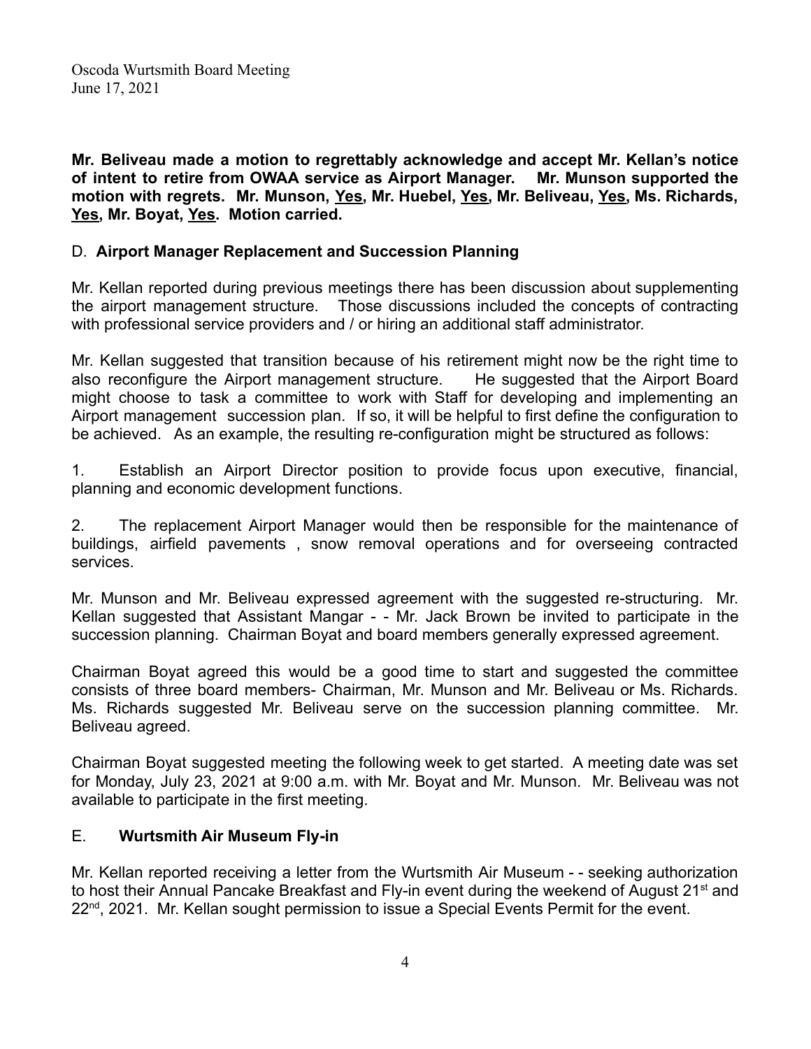**Mr. Beliveau made a motion to regrettably acknowledge and accept Mr. Kellan's notice of intent to retire from OWAA service as Airport Manager. Mr. Munson supported the motion with regrets. Mr. Munson, Yes, Mr. Huebel, Yes, Mr. Beliveau, Yes, Ms. Richards, Yes, Mr. Boyat, Yes. Motion carried.**

D. **Airport Manager Replacement and Succession Planning**

Mr. Kellan reported during previous meetings there has been discussion about supplementing the airport management structure. Those discussions included the concepts of contracting with professional service providers and / or hiring an additional staff administrator.

Mr. Kellan suggested that transition because of his retirement might now be the right time to also reconfigure the Airport management structure. He suggested that the Airport Board might choose to task a committee to work with Staff for developing and implementing an Airport management succession plan. If so, it will be helpful to first define the configuration to be achieved. As an example, the resulting re-configuration might be structured as follows:

1. Establish an Airport Director position to provide focus upon executive, financial, planning and economic development functions.

2. The replacement Airport Manager would then be responsible for the maintenance of buildings, airfield pavements , snow removal operations and for overseeing contracted services.

Mr. Munson and Mr. Beliveau expressed agreement with the suggested re-structuring. Mr. Kellan suggested that Assistant Mangar - - Mr. Jack Brown be invited to participate in the succession planning. Chairman Boyat and board members generally expressed agreement.

Chairman Boyat agreed this would be a good time to start and suggested the committee consists of three board members- Chairman, Mr. Munson and Mr. Beliveau or Ms. Richards. Ms. Richards suggested Mr. Beliveau serve on the succession planning committee. Mr. Beliveau agreed.

Chairman Boyat suggested meeting the following week to get started. A meeting date was set for Monday, July 23, 2021 at 9:00 a.m. with Mr. Boyat and Mr. Munson. Mr. Beliveau was not available to participate in the first meeting.

E. **Wurtsmith Air Museum Fly-in**

Mr. Kellan reported receiving a letter from the Wurtsmith Air Museum - - seeking authorization to host their Annual Pancake Breakfast and Fly-in event during the weekend of August 21st and 22nd, 2021. Mr. Kellan sought permission to issue a Special Events Permit for the event.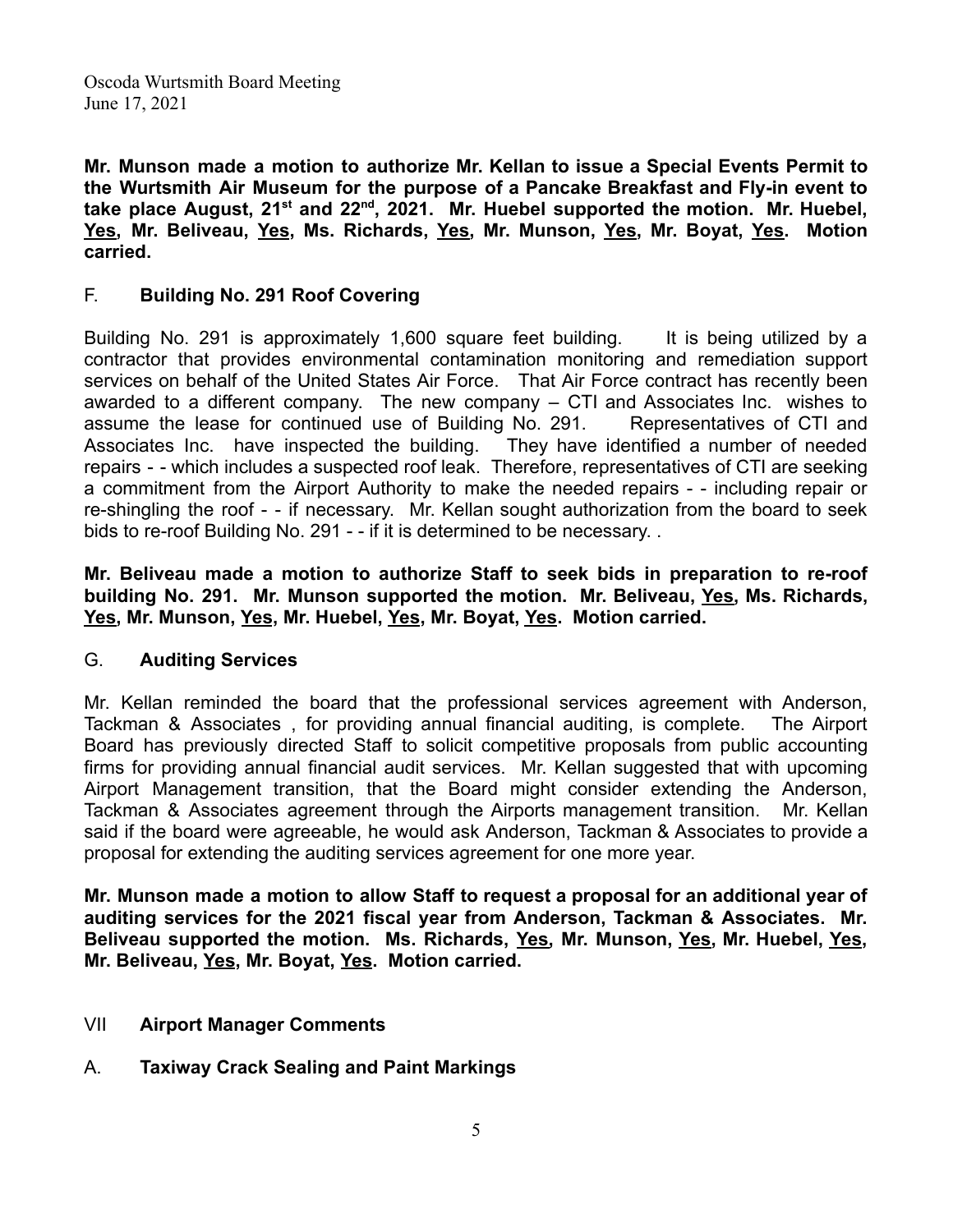**Mr. Munson made a motion to authorize Mr. Kellan to issue a Special Events Permit to the Wurtsmith Air Museum for the purpose of a Pancake Breakfast and Fly-in event to take place August, 21st and 22nd, 2021. Mr. Huebel supported the motion. Mr. Huebel, Yes, Mr. Beliveau, Yes, Ms. Richards, Yes, Mr. Munson, Yes, Mr. Boyat, Yes. Motion carried.**

F. **Building No. 291 Roof Covering**

Building No. 291 is approximately 1,600 square feet building. It is being utilized by a contractor that provides environmental contamination monitoring and remediation support services on behalf of the United States Air Force. That Air Force contract has recently been awarded to a different company. The new company – CTI and Associates Inc. wishes to assume the lease for continued use of Building No. 291. Representatives of CTI and Associates Inc. have inspected the building. They have identified a number of needed repairs - - which includes a suspected roof leak. Therefore, representatives of CTI are seeking a commitment from the Airport Authority to make the needed repairs - - including repair or re-shingling the roof - - if necessary. Mr. Kellan sought authorization from the board to seek bids to re-roof Building No. 291 - - if it is determined to be necessary. .

**Mr. Beliveau made a motion to authorize Staff to seek bids in preparation to re-roof building No. 291. Mr. Munson supported the motion. Mr. Beliveau, Yes, Ms. Richards, Yes, Mr. Munson, Yes, Mr. Huebel, Yes, Mr. Boyat, Yes. Motion carried.**

G. **Auditing Services**

Mr. Kellan reminded the board that the professional services agreement with Anderson, Tackman & Associates , for providing annual financial auditing, is complete. The Airport Board has previously directed Staff to solicit competitive proposals from public accounting firms for providing annual financial audit services. Mr. Kellan suggested that with upcoming Airport Management transition, that the Board might consider extending the Anderson, Tackman & Associates agreement through the Airports management transition. Mr. Kellan said if the board were agreeable, he would ask Anderson, Tackman & Associates to provide a proposal for extending the auditing services agreement for one more year.

**Mr. Munson made a motion to allow Staff to request a proposal for an additional year of auditing services for the 2021 fiscal year from Anderson, Tackman & Associates. Mr. Beliveau supported the motion. Ms. Richards, Yes, Mr. Munson, Yes, Mr. Huebel, Yes, Mr. Beliveau, Yes, Mr. Boyat, Yes. Motion carried.**

VII **Airport Manager Comments**

A. **Taxiway Crack Sealing and Paint Markings**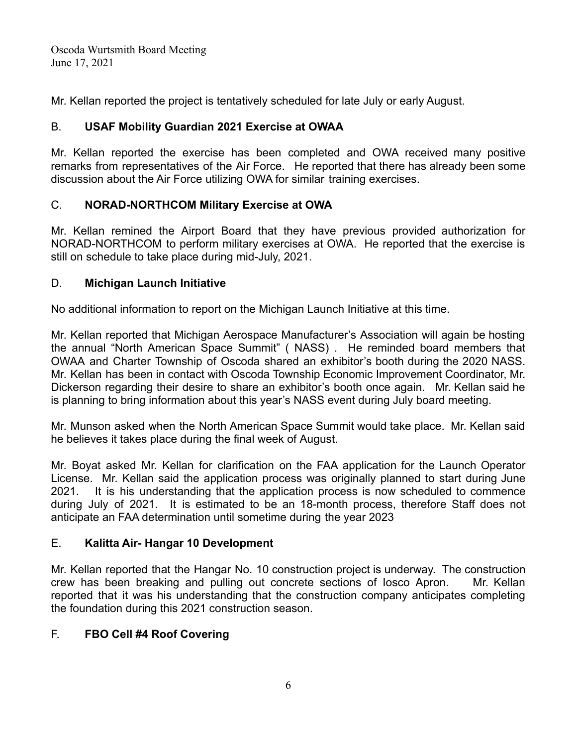Mr. Kellan reported the project is tentatively scheduled for late July or early August.

## B. **USAF Mobility Guardian 2021 Exercise at OWAA**

Mr. Kellan reported the exercise has been completed and OWA received many positive remarks from representatives of the Air Force. He reported that there has already been some discussion about the Air Force utilizing OWA for similar training exercises.

## C. **NORAD-NORTHCOM Military Exercise at OWA**

Mr. Kellan remined the Airport Board that they have previous provided authorization for NORAD-NORTHCOM to perform military exercises at OWA. He reported that the exercise is still on schedule to take place during mid-July, 2021.

## D. **Michigan Launch Initiative**

No additional information to report on the Michigan Launch Initiative at this time.

Mr. Kellan reported that Michigan Aerospace Manufacturer's Association will again be hosting the annual "North American Space Summit" ( NASS) . He reminded board members that OWAA and Charter Township of Oscoda shared an exhibitor's booth during the 2020 NASS. Mr. Kellan has been in contact with Oscoda Township Economic Improvement Coordinator, Mr. Dickerson regarding their desire to share an exhibitor's booth once again. Mr. Kellan said he is planning to bring information about this year's NASS event during July board meeting.

Mr. Munson asked when the North American Space Summit would take place. Mr. Kellan said he believes it takes place during the final week of August.

Mr. Boyat asked Mr. Kellan for clarification on the FAA application for the Launch Operator License. Mr. Kellan said the application process was originally planned to start during June 2021. It is his understanding that the application process is now scheduled to commence during July of 2021. It is estimated to be an 18-month process, therefore Staff does not anticipate an FAA determination until sometime during the year 2023

## E. **Kalitta Air- Hangar 10 Development**

Mr. Kellan reported that the Hangar No. 10 construction project is underway. The construction crew has been breaking and pulling out concrete sections of Iosco Apron. Mr. Kellan reported that it was his understanding that the construction company anticipates completing the foundation during this 2021 construction season.

## F. **FBO Cell #4 Roof Covering**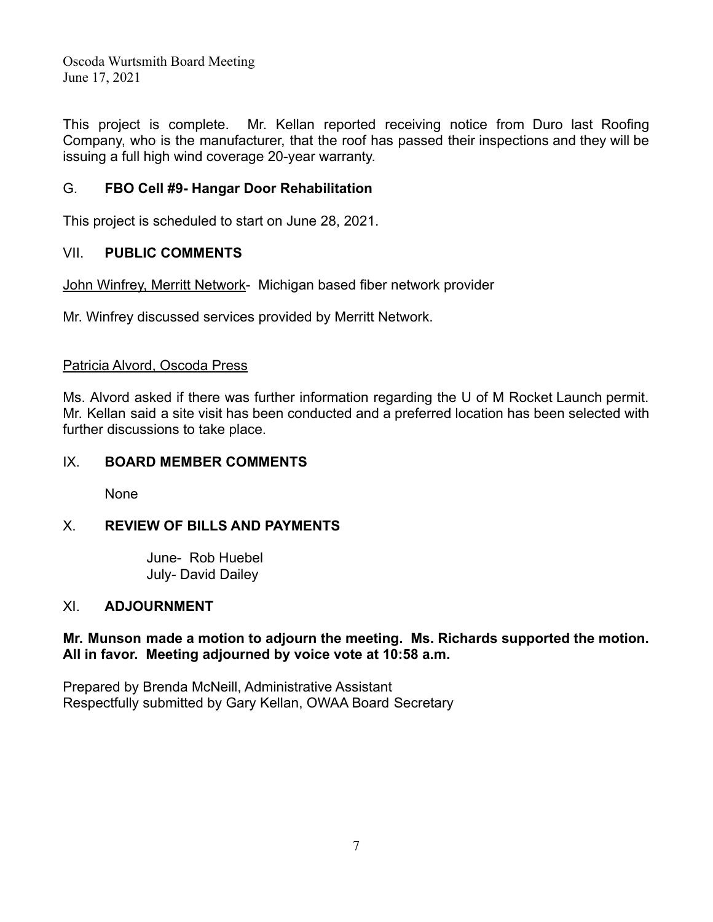This project is complete. Mr. Kellan reported receiving notice from Duro last Roofing Company, who is the manufacturer, that the roof has passed their inspections and they will be issuing a full high wind coverage 20-year warranty.

### G. **FBO Cell #9- Hangar Door Rehabilitation**

This project is scheduled to start on June 28, 2021.

## VII. **PUBLIC COMMENTS**

John Winfrey, Merritt Network- Michigan based fiber network provider

Mr. Winfrey discussed services provided by Merritt Network.

Patricia Alvord, Oscoda Press

Ms. Alvord asked if there was further information regarding the U of M Rocket Launch permit. Mr. Kellan said a site visit has been conducted and a preferred location has been selected with further discussions to take place.

## IX. **BOARD MEMBER COMMENTS**

None

## X. **REVIEW OF BILLS AND PAYMENTS**

June- Rob Huebel
July- David Dailey

## XI. **ADJOURNMENT**

**Mr. Munson made a motion to adjourn the meeting. Ms. Richards supported the motion. All in favor. Meeting adjourned by voice vote at 10:58 a.m.**

Prepared by Brenda McNeill, Administrative Assistant
Respectfully submitted by Gary Kellan, OWAA Board Secretary